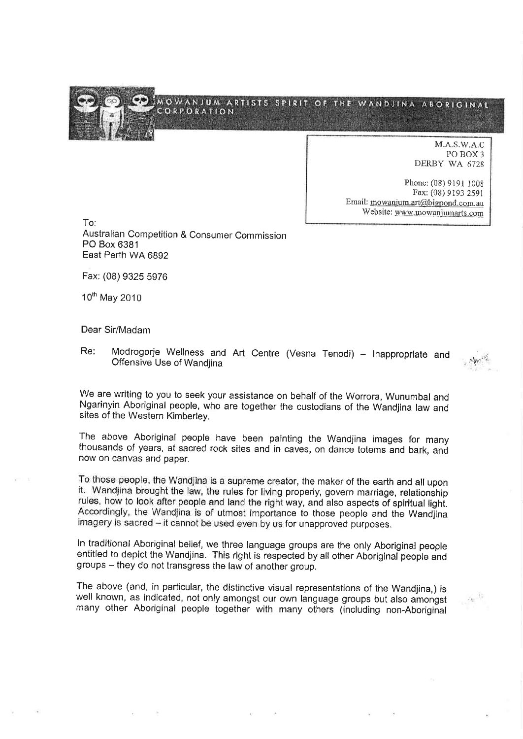MOWANJUM ARTISTS SPIRIT OF THE WANDJINA ABORIGINAL CORPORATION

M.A.S.W.A.C
PO BOX 3
DERBY WA 6728

Phone: (08) 9191 1008
Fax: (08) 9193 2591
Email: mowanjum.art@bigpond.com.au
Website: www.mowanjumarts.com

To:
Australian Competition & Consumer Commission
PO Box 6381
East Perth WA 6892

Fax: (08) 9325 5976

10th May 2010

Dear Sir/Madam

Re: Modrogorje Wellness and Art Centre (Vesna Tenodi) – Inappropriate and Offensive Use of Wandjina

We are writing to you to seek your assistance on behalf of the Worrora, Wunumbal and Ngarinyin Aboriginal people, who are together the custodians of the Wandjina law and sites of the Western Kimberley.

The above Aboriginal people have been painting the Wandjina images for many thousands of years, at sacred rock sites and in caves, on dance totems and bark, and now on canvas and paper.

To those people, the Wandjina is a supreme creator, the maker of the earth and all upon it. Wandjina brought the law, the rules for living properly, govern marriage, relationship rules, how to look after people and land the right way, and also aspects of spiritual light. Accordingly, the Wandjina is of utmost importance to those people and the Wandjina imagery is sacred – it cannot be used even by us for unapproved purposes.

In traditional Aboriginal belief, we three language groups are the only Aboriginal people entitled to depict the Wandjina. This right is respected by all other Aboriginal people and groups – they do not transgress the law of another group.

The above (and, in particular, the distinctive visual representations of the Wandjina,) is well known, as indicated, not only amongst our own language groups but also amongst many other Aboriginal people together with many others (including non-Aboriginal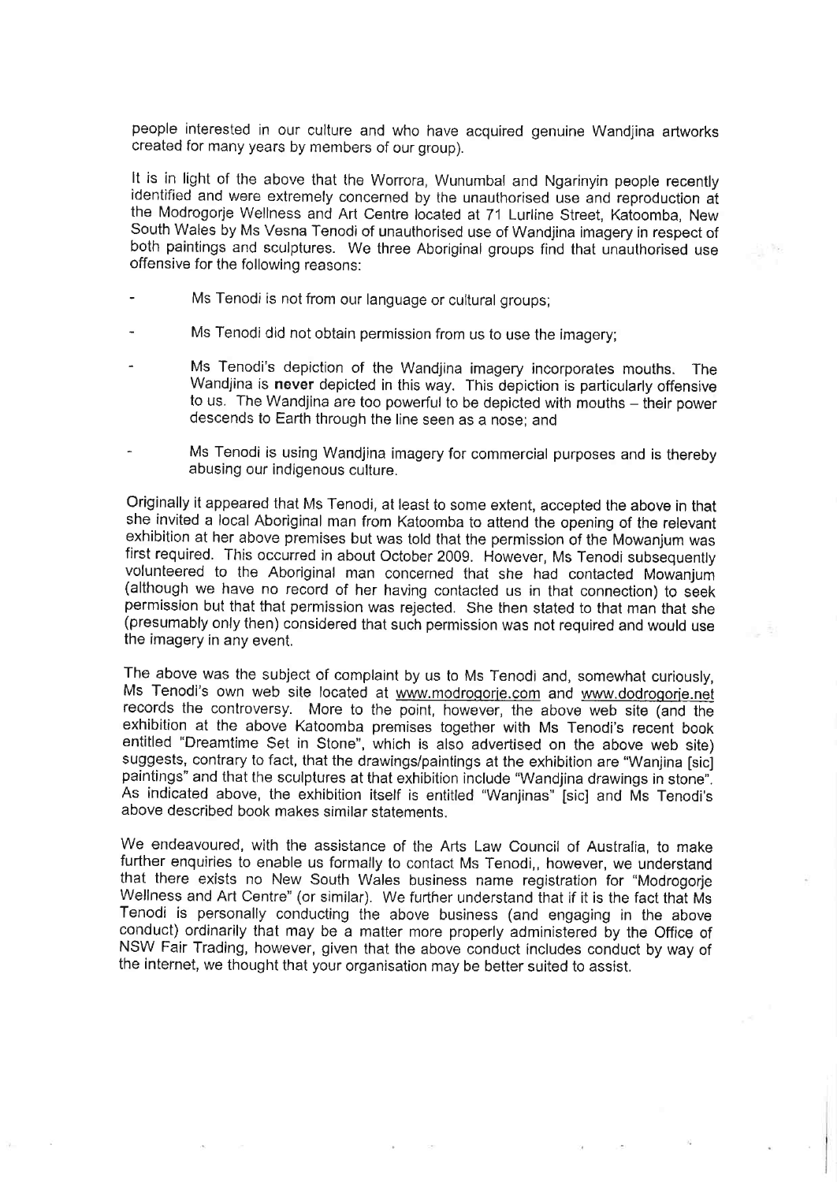people interested in our culture and who have acquired genuine Wandjina artworks created for many years by members of our group).

It is in light of the above that the Worrora, Wunumbal and Ngarinyin people recently identified and were extremely concerned by the unauthorised use and reproduction at the Modrogorje Wellness and Art Centre located at 71 Lurline Street, Katoomba, New South Wales by Ms Vesna Tenodi of unauthorised use of Wandjina imagery in respect of both paintings and sculptures. We three Aboriginal groups find that unauthorised use offensive for the following reasons:

- Ms Tenodi is not from our language or cultural groups;
- Ms Tenodi did not obtain permission from us to use the imagery;
- Ms Tenodi's depiction of the Wandjina imagery incorporates mouths. The Wandjina is **never** depicted in this way. This depiction is particularly offensive to us. The Wandjina are too powerful to be depicted with mouths – their power descends to Earth through the line seen as a nose; and
- Ms Tenodi is using Wandjina imagery for commercial purposes and is thereby abusing our indigenous culture.

Originally it appeared that Ms Tenodi, at least to some extent, accepted the above in that she invited a local Aboriginal man from Katoomba to attend the opening of the relevant exhibition at her above premises but was told that the permission of the Mowanjum was first required. This occurred in about October 2009. However, Ms Tenodi subsequently volunteered to the Aboriginal man concerned that she had contacted Mowanjum (although we have no record of her having contacted us in that connection) to seek permission but that that permission was rejected. She then stated to that man that she (presumably only then) considered that such permission was not required and would use the imagery in any event.

The above was the subject of complaint by us to Ms Tenodi and, somewhat curiously, Ms Tenodi's own web site located at www.modrogorje.com and www.dodrogorje.net records the controversy. More to the point, however, the above web site (and the exhibition at the above Katoomba premises together with Ms Tenodi's recent book entitled "Dreamtime Set in Stone", which is also advertised on the above web site) suggests, contrary to fact, that the drawings/paintings at the exhibition are "Wanjina [sic] paintings" and that the sculptures at that exhibition include "Wandjina drawings in stone". As indicated above, the exhibition itself is entitled "Wanjinas" [sic] and Ms Tenodi's above described book makes similar statements.

We endeavoured, with the assistance of the Arts Law Council of Australia, to make further enquiries to enable us formally to contact Ms Tenodi,, however, we understand that there exists no New South Wales business name registration for "Modrogorje Wellness and Art Centre" (or similar). We further understand that if it is the fact that Ms Tenodi is personally conducting the above business (and engaging in the above conduct) ordinarily that may be a matter more properly administered by the Office of NSW Fair Trading, however, given that the above conduct includes conduct by way of the internet, we thought that your organisation may be better suited to assist.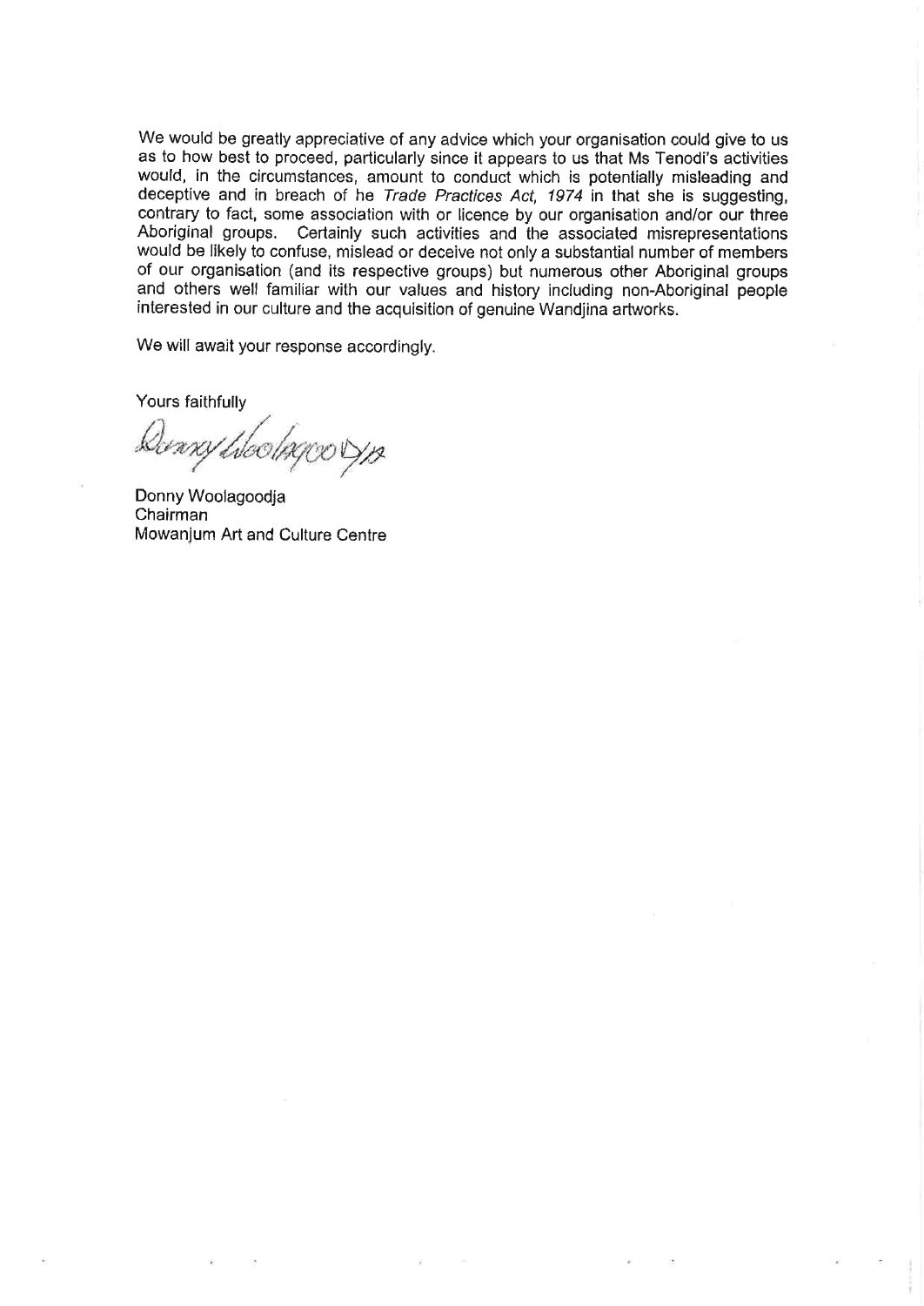We would be greatly appreciative of any advice which your organisation could give to us as to how best to proceed, particularly since it appears to us that Ms Tenodi's activities would, in the circumstances, amount to conduct which is potentially misleading and deceptive and in breach of he *Trade Practices Act, 1974* in that she is suggesting, contrary to fact, some association with or licence by our organisation and/or our three Aboriginal groups. Certainly such activities and the associated misrepresentations would be likely to confuse, mislead or deceive not only a substantial number of members of our organisation (and its respective groups) but numerous other Aboriginal groups and others well familiar with our values and history including non-Aboriginal people interested in our culture and the acquisition of genuine Wandjina artworks.

We will await your response accordingly.

Yours faithfully

Donny Woolagoodja
Chairman
Mowanjum Art and Culture Centre